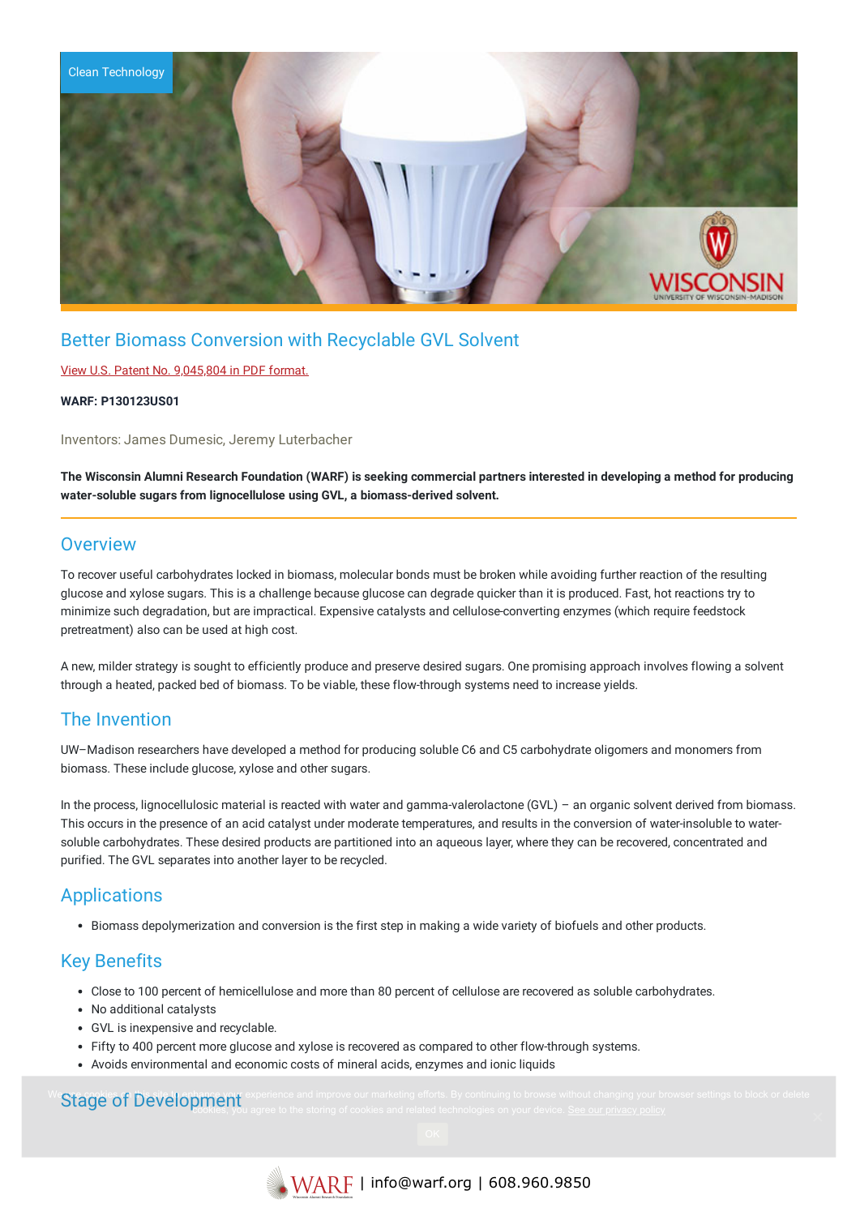Clean Technology

# Better Biomass Conversion with Recyclable GVL Solvent

View U.S. Patent No. 9,045,804 in PDF format.

**WARF: P130123US01**

Inventors: James Dumesic, Jeremy Luterbacher

**The Wisconsin Alumni Research Foundation (WARF) is seeking commercial partners interested in developing a method for producing water-soluble sugars from lignocellulose using GVL, a biomass-derived solvent.**

## Overview

To recover useful carbohydrates locked in biomass, molecular bonds must be broken while avoiding further reaction of the resulting glucose and xylose sugars. This is a challenge because glucose can degrade quicker than it is produced. Fast, hot reactions try to minimize such degradation, but are impractical. Expensive catalysts and cellulose-converting enzymes (which require feedstock pretreatment) also can be used at high cost.

A new, milder strategy is sought to efficiently produce and preserve desired sugars. One promising approach involves flowing a solvent through a heated, packed bed of biomass. To be viable, these flow-through systems need to increase yields.

## The Invention

UW–Madison researchers have developed a method for producing soluble C6 and C5 carbohydrate oligomers and monomers from biomass. These include glucose, xylose and other sugars.

In the process, lignocellulosic material is reacted with water and gamma-valerolactone (GVL) – an organic solvent derived from biomass. This occurs in the presence of an acid catalyst under moderate temperatures, and results in the conversion of water-insoluble to water-soluble carbohydrates. These desired products are partitioned into an aqueous layer, where they can be recovered, concentrated and purified. The GVL separates into another layer to be recycled.

## Applications

- Biomass depolymerization and conversion is the first step in making a wide variety of biofuels and other products.

## Key Benefits

- Close to 100 percent of hemicellulose and more than 80 percent of cellulose are recovered as soluble carbohydrates.
- No additional catalysts
- GVL is inexpensive and recyclable.
- Fifty to 400 percent more glucose and xylose is recovered as compared to other flow-through systems.
- Avoids environmental and economic costs of mineral acids, enzymes and ionic liquids

## Stage of Development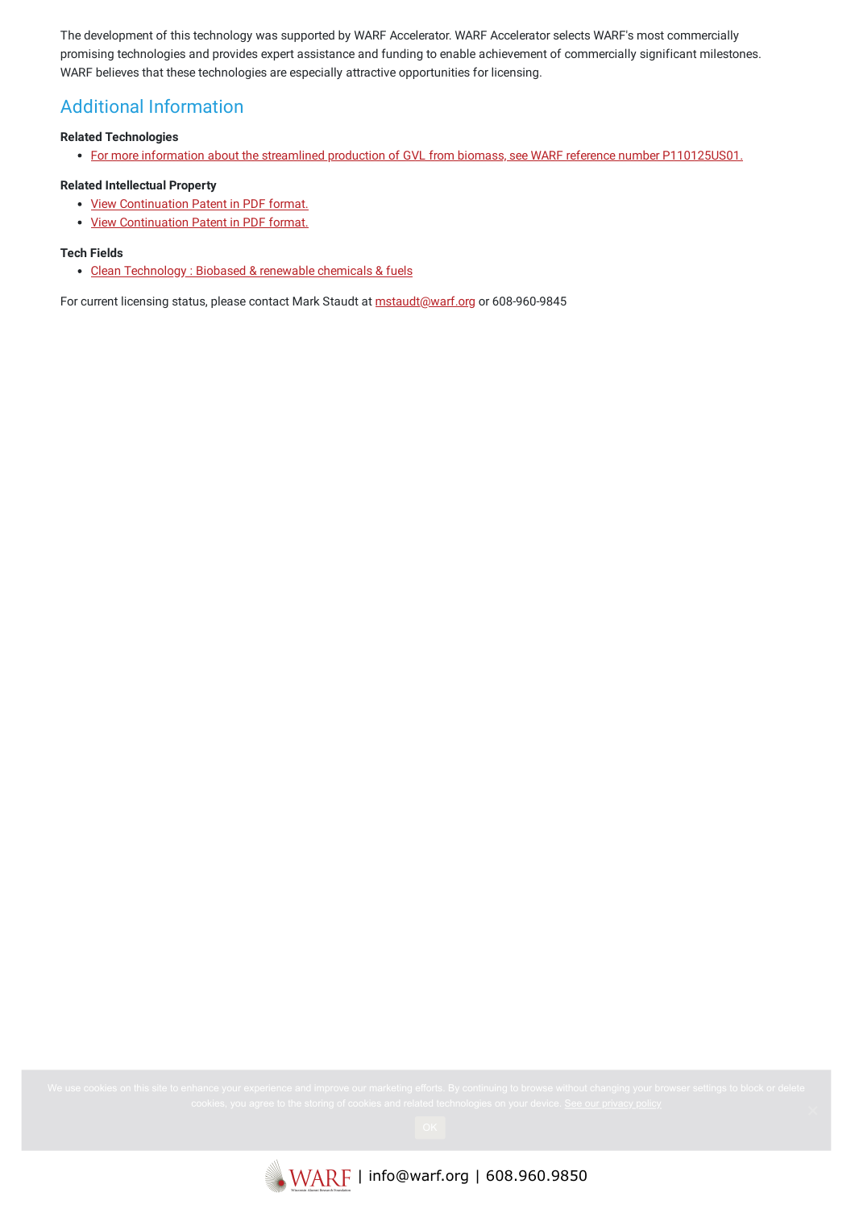The development of this technology was supported by WARF Accelerator. WARF Accelerator selects WARF's most commercially promising technologies and provides expert assistance and funding to enable achievement of commercially significant milestones. WARF believes that these technologies are especially attractive opportunities for licensing.

## Additional Information

**Related Technologies**

- For more information about the streamlined production of GVL from biomass, see WARF reference number P110125US01.

**Related Intellectual Property**

- View Continuation Patent in PDF format.
- View Continuation Patent in PDF format.

**Tech Fields**

- Clean Technology : Biobased & renewable chemicals & fuels

For current licensing status, please contact Mark Staudt at mstaudt@warf.org or 608-960-9845